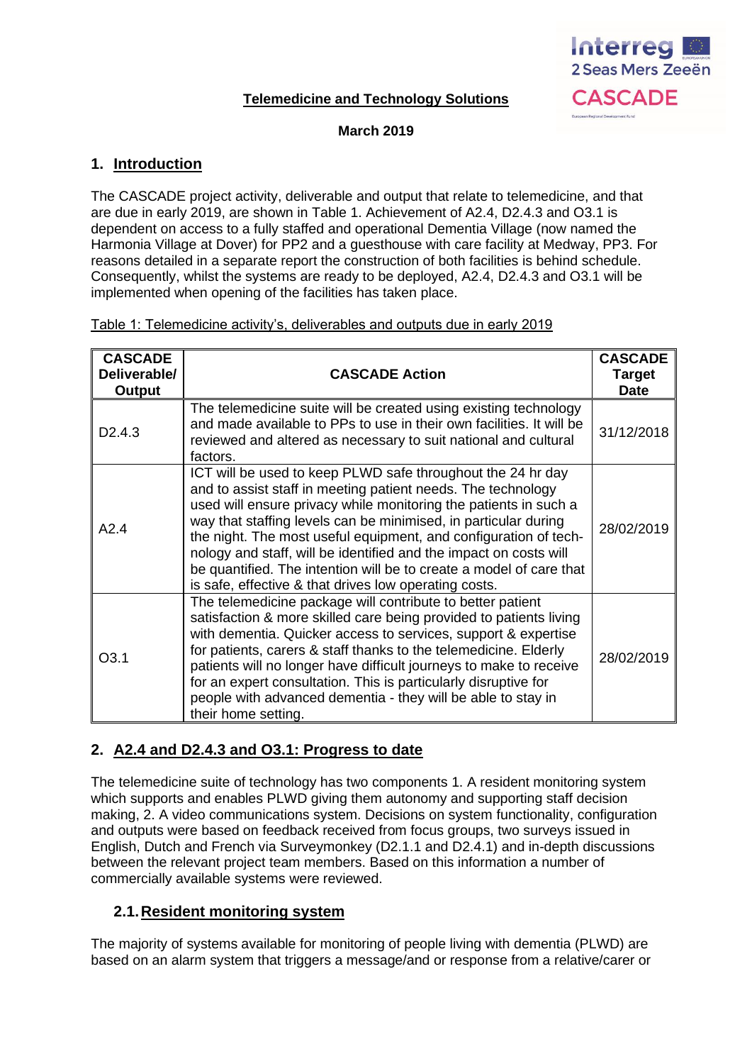**Telemedicine and Technology Solutions**

**March 2019**

## 1. Introduction

The CASCADE project activity, deliverable and output that relate to telemedicine, and that are due in early 2019, are shown in Table 1. Achievement of A2.4, D2.4.3 and O3.1 is dependent on access to a fully staffed and operational Dementia Village (now named the Harmonia Village at Dover) for PP2 and a guesthouse with care facility at Medway, PP3. For reasons detailed in a separate report the construction of both facilities is behind schedule. Consequently, whilst the systems are ready to be deployed, A2.4, D2.4.3 and O3.1 will be implemented when opening of the facilities has taken place.

Table 1: Telemedicine activity's, deliverables and outputs due in early 2019

| CASCADE Deliverable/ Output | CASCADE Action | CASCADE Target Date |
|---|---|---|
| D2.4.3 | The telemedicine suite will be created using existing technology and made available to PPs to use in their own facilities. It will be reviewed and altered as necessary to suit national and cultural factors. | 31/12/2018 |
| A2.4 | ICT will be used to keep PLWD safe throughout the 24 hr day and to assist staff in meeting patient needs. The technology used will ensure privacy while monitoring the patients in such a way that staffing levels can be minimised, in particular during the night. The most useful equipment, and configuration of technology and staff, will be identified and the impact on costs will be quantified. The intention will be to create a model of care that is safe, effective & that drives low operating costs. | 28/02/2019 |
| O3.1 | The telemedicine package will contribute to better patient satisfaction & more skilled care being provided to patients living with dementia. Quicker access to services, support & expertise for patients, carers & staff thanks to the telemedicine. Elderly patients will no longer have difficult journeys to make to receive for an expert consultation. This is particularly disruptive for people with advanced dementia - they will be able to stay in their home setting. | 28/02/2019 |

## 2. A2.4 and D2.4.3 and O3.1: Progress to date

The telemedicine suite of technology has two components 1. A resident monitoring system which supports and enables PLWD giving them autonomy and supporting staff decision making, 2. A video communications system. Decisions on system functionality, configuration and outputs were based on feedback received from focus groups, two surveys issued in English, Dutch and French via Surveymonkey (D2.1.1 and D2.4.1) and in-depth discussions between the relevant project team members. Based on this information a number of commercially available systems were reviewed.

### 2.1. Resident monitoring system

The majority of systems available for monitoring of people living with dementia (PLWD) are based on an alarm system that triggers a message/and or response from a relative/carer or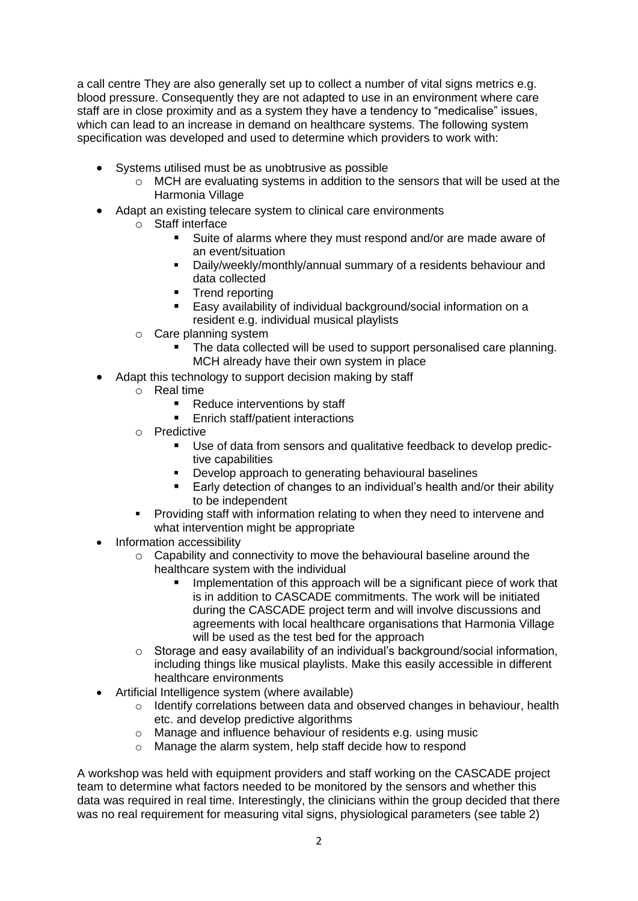a call centre They are also generally set up to collect a number of vital signs metrics e.g. blood pressure. Consequently they are not adapted to use in an environment where care staff are in close proximity and as a system they have a tendency to "medicalise" issues, which can lead to an increase in demand on healthcare systems. The following system specification was developed and used to determine which providers to work with:

- Systems utilised must be as unobtrusive as possible
  - MCH are evaluating systems in addition to the sensors that will be used at the Harmonia Village
- Adapt an existing telecare system to clinical care environments
  - Staff interface
    - Suite of alarms where they must respond and/or are made aware of an event/situation
    - Daily/weekly/monthly/annual summary of a residents behaviour and data collected
    - Trend reporting
    - Easy availability of individual background/social information on a resident e.g. individual musical playlists
  - Care planning system
    - The data collected will be used to support personalised care planning. MCH already have their own system in place
- Adapt this technology to support decision making by staff
  - Real time
    - Reduce interventions by staff
    - Enrich staff/patient interactions
  - Predictive
    - Use of data from sensors and qualitative feedback to develop predictive capabilities
    - Develop approach to generating behavioural baselines
    - Early detection of changes to an individual's health and/or their ability to be independent
  - Providing staff with information relating to when they need to intervene and what intervention might be appropriate
- Information accessibility
  - Capability and connectivity to move the behavioural baseline around the healthcare system with the individual
    - Implementation of this approach will be a significant piece of work that is in addition to CASCADE commitments. The work will be initiated during the CASCADE project term and will involve discussions and agreements with local healthcare organisations that Harmonia Village will be used as the test bed for the approach
  - Storage and easy availability of an individual's background/social information, including things like musical playlists. Make this easily accessible in different healthcare environments
- Artificial Intelligence system (where available)
  - Identify correlations between data and observed changes in behaviour, health etc. and develop predictive algorithms
  - Manage and influence behaviour of residents e.g. using music
  - Manage the alarm system, help staff decide how to respond

A workshop was held with equipment providers and staff working on the CASCADE project team to determine what factors needed to be monitored by the sensors and whether this data was required in real time. Interestingly, the clinicians within the group decided that there was no real requirement for measuring vital signs, physiological parameters (see table 2)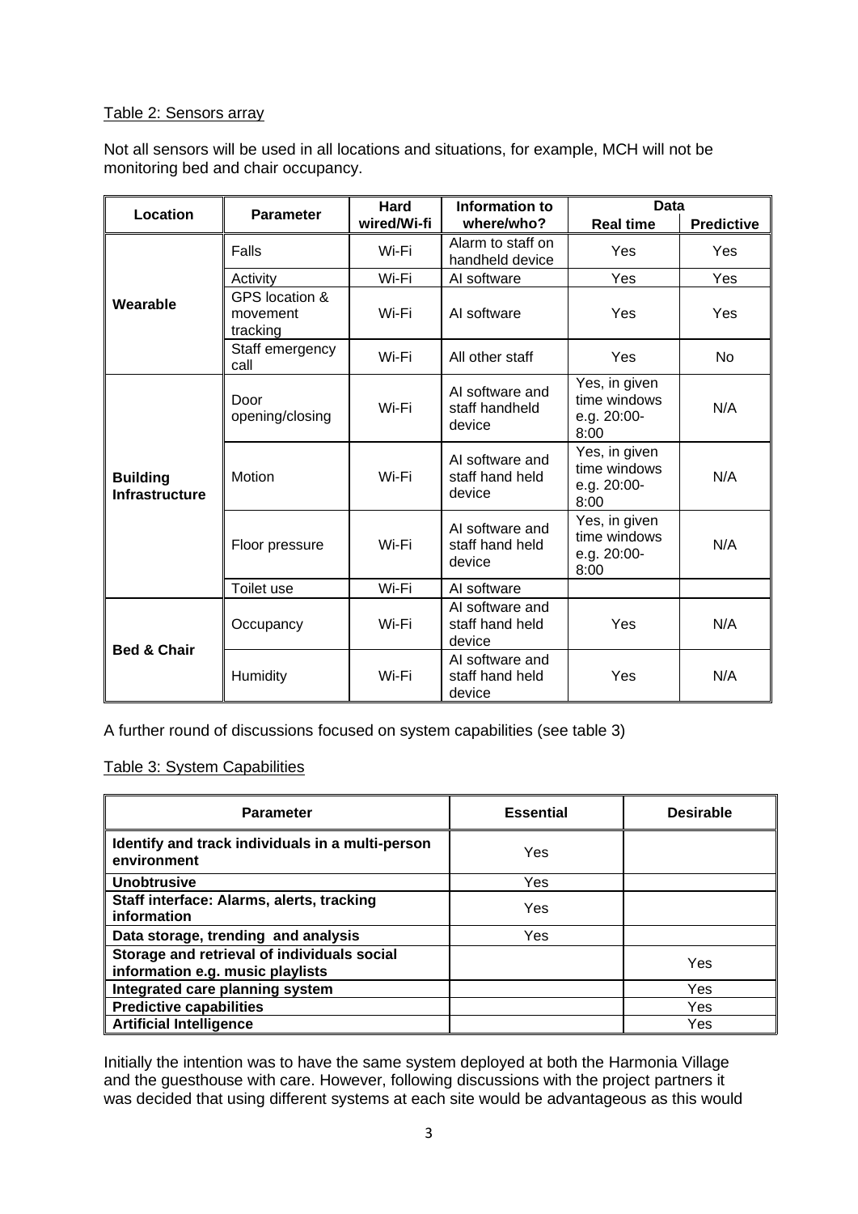Table 2: Sensors array

Not all sensors will be used in all locations and situations, for example, MCH will not be monitoring bed and chair occupancy.

| Location | Parameter | Hard wired/Wi-fi | Information to where/who? | Data | |
|---|---|---|---|---|---|
| | | | | Real time | Predictive |
| Wearable | Falls | Wi-Fi | Alarm to staff on handheld device | Yes | Yes |
| | Activity | Wi-Fi | AI software | Yes | Yes |
| | GPS location & movement tracking | Wi-Fi | AI software | Yes | Yes |
| | Staff emergency call | Wi-Fi | All other staff | Yes | No |
| Building Infrastructure | Door opening/closing | Wi-Fi | AI software and staff handheld device | Yes, in given time windows e.g. 20:00-8:00 | N/A |
| | Motion | Wi-Fi | AI software and staff hand held device | Yes, in given time windows e.g. 20:00-8:00 | N/A |
| | Floor pressure | Wi-Fi | AI software and staff hand held device | Yes, in given time windows e.g. 20:00-8:00 | N/A |
| | Toilet use | Wi-Fi | AI software | | |
| Bed & Chair | Occupancy | Wi-Fi | AI software and staff hand held device | Yes | N/A |
| | Humidity | Wi-Fi | AI software and staff hand held device | Yes | N/A |

A further round of discussions focused on system capabilities (see table 3)

Table 3: System Capabilities

| Parameter | Essential | Desirable |
|---|---|---|
| **Identify and track individuals in a multi-person environment** | Yes | |
| **Unobtrusive** | Yes | |
| **Staff interface: Alarms, alerts, tracking information** | Yes | |
| **Data storage, trending and analysis** | Yes | |
| **Storage and retrieval of individuals social information e.g. music playlists** | | Yes |
| **Integrated care planning system** | | Yes |
| **Predictive capabilities** | | Yes |
| **Artificial Intelligence** | | Yes |

Initially the intention was to have the same system deployed at both the Harmonia Village and the guesthouse with care. However, following discussions with the project partners it was decided that using different systems at each site would be advantageous as this would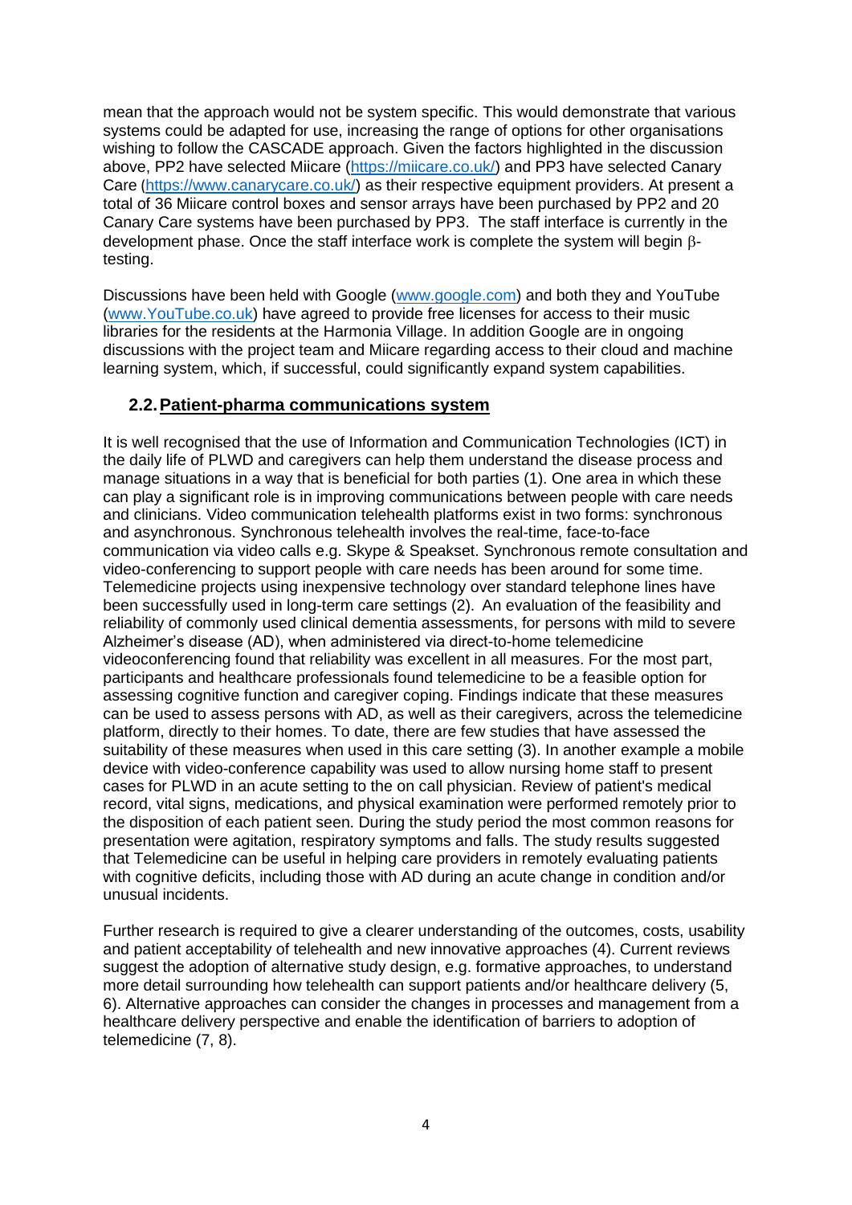mean that the approach would not be system specific. This would demonstrate that various systems could be adapted for use, increasing the range of options for other organisations wishing to follow the CASCADE approach. Given the factors highlighted in the discussion above, PP2 have selected Miicare (https://miicare.co.uk/) and PP3 have selected Canary Care (https://www.canarycare.co.uk/) as their respective equipment providers. At present a total of 36 Miicare control boxes and sensor arrays have been purchased by PP2 and 20 Canary Care systems have been purchased by PP3. The staff interface is currently in the development phase. Once the staff interface work is complete the system will begin β-testing.

Discussions have been held with Google (www.google.com) and both they and YouTube (www.YouTube.co.uk) have agreed to provide free licenses for access to their music libraries for the residents at the Harmonia Village. In addition Google are in ongoing discussions with the project team and Miicare regarding access to their cloud and machine learning system, which, if successful, could significantly expand system capabilities.

## 2.2. Patient-pharma communications system

It is well recognised that the use of Information and Communication Technologies (ICT) in the daily life of PLWD and caregivers can help them understand the disease process and manage situations in a way that is beneficial for both parties (1). One area in which these can play a significant role is in improving communications between people with care needs and clinicians. Video communication telehealth platforms exist in two forms: synchronous and asynchronous. Synchronous telehealth involves the real-time, face-to-face communication via video calls e.g. Skype & Speakset. Synchronous remote consultation and video-conferencing to support people with care needs has been around for some time. Telemedicine projects using inexpensive technology over standard telephone lines have been successfully used in long-term care settings (2). An evaluation of the feasibility and reliability of commonly used clinical dementia assessments, for persons with mild to severe Alzheimer's disease (AD), when administered via direct-to-home telemedicine videoconferencing found that reliability was excellent in all measures. For the most part, participants and healthcare professionals found telemedicine to be a feasible option for assessing cognitive function and caregiver coping. Findings indicate that these measures can be used to assess persons with AD, as well as their caregivers, across the telemedicine platform, directly to their homes. To date, there are few studies that have assessed the suitability of these measures when used in this care setting (3). In another example a mobile device with video-conference capability was used to allow nursing home staff to present cases for PLWD in an acute setting to the on call physician. Review of patient's medical record, vital signs, medications, and physical examination were performed remotely prior to the disposition of each patient seen. During the study period the most common reasons for presentation were agitation, respiratory symptoms and falls. The study results suggested that Telemedicine can be useful in helping care providers in remotely evaluating patients with cognitive deficits, including those with AD during an acute change in condition and/or unusual incidents.

Further research is required to give a clearer understanding of the outcomes, costs, usability and patient acceptability of telehealth and new innovative approaches (4). Current reviews suggest the adoption of alternative study design, e.g. formative approaches, to understand more detail surrounding how telehealth can support patients and/or healthcare delivery (5, 6). Alternative approaches can consider the changes in processes and management from a healthcare delivery perspective and enable the identification of barriers to adoption of telemedicine (7, 8).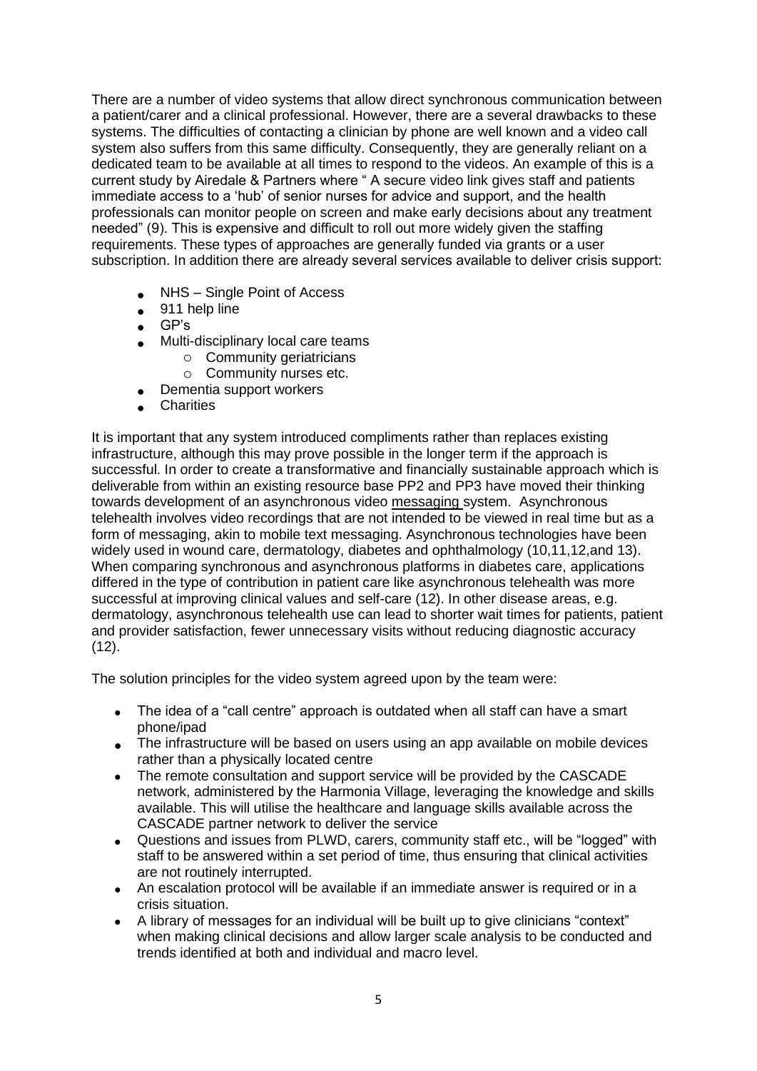There are a number of video systems that allow direct synchronous communication between a patient/carer and a clinical professional. However, there are a several drawbacks to these systems. The difficulties of contacting a clinician by phone are well known and a video call system also suffers from this same difficulty. Consequently, they are generally reliant on a dedicated team to be available at all times to respond to the videos. An example of this is a current study by Airedale & Partners where " A secure video link gives staff and patients immediate access to a 'hub' of senior nurses for advice and support, and the health professionals can monitor people on screen and make early decisions about any treatment needed" (9). This is expensive and difficult to roll out more widely given the staffing requirements. These types of approaches are generally funded via grants or a user subscription. In addition there are already several services available to deliver crisis support:

- NHS – Single Point of Access
- 911 help line
- GP's
- Multi-disciplinary local care teams
  - Community geriatricians
  - Community nurses etc.
- Dementia support workers
- Charities

It is important that any system introduced compliments rather than replaces existing infrastructure, although this may prove possible in the longer term if the approach is successful. In order to create a transformative and financially sustainable approach which is deliverable from within an existing resource base PP2 and PP3 have moved their thinking towards development of an asynchronous video messaging system. Asynchronous telehealth involves video recordings that are not intended to be viewed in real time but as a form of messaging, akin to mobile text messaging. Asynchronous technologies have been widely used in wound care, dermatology, diabetes and ophthalmology (10,11,12,and 13). When comparing synchronous and asynchronous platforms in diabetes care, applications differed in the type of contribution in patient care like asynchronous telehealth was more successful at improving clinical values and self-care (12). In other disease areas, e.g. dermatology, asynchronous telehealth use can lead to shorter wait times for patients, patient and provider satisfaction, fewer unnecessary visits without reducing diagnostic accuracy (12).

The solution principles for the video system agreed upon by the team were:

- The idea of a "call centre" approach is outdated when all staff can have a smart phone/ipad
- The infrastructure will be based on users using an app available on mobile devices rather than a physically located centre
- The remote consultation and support service will be provided by the CASCADE network, administered by the Harmonia Village, leveraging the knowledge and skills available. This will utilise the healthcare and language skills available across the CASCADE partner network to deliver the service
- Questions and issues from PLWD, carers, community staff etc., will be "logged" with staff to be answered within a set period of time, thus ensuring that clinical activities are not routinely interrupted.
- An escalation protocol will be available if an immediate answer is required or in a crisis situation.
- A library of messages for an individual will be built up to give clinicians "context" when making clinical decisions and allow larger scale analysis to be conducted and trends identified at both and individual and macro level.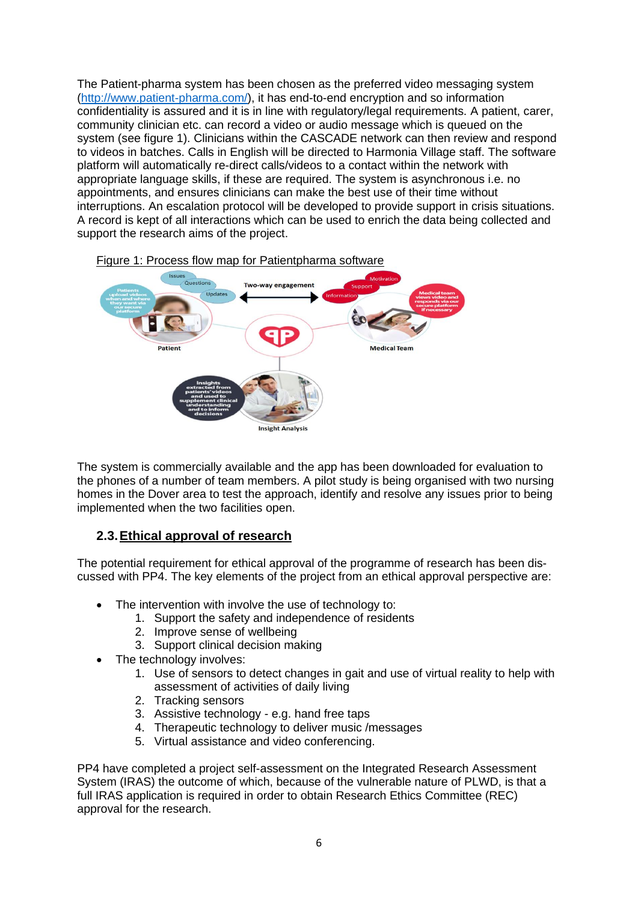The Patient-pharma system has been chosen as the preferred video messaging system (http://www.patient-pharma.com/), it has end-to-end encryption and so information confidentiality is assured and it is in line with regulatory/legal requirements. A patient, carer, community clinician etc. can record a video or audio message which is queued on the system (see figure 1). Clinicians within the CASCADE network can then review and respond to videos in batches. Calls in English will be directed to Harmonia Village staff. The software platform will automatically re-direct calls/videos to a contact within the network with appropriate language skills, if these are required. The system is asynchronous i.e. no appointments, and ensures clinicians can make the best use of their time without interruptions. An escalation protocol will be developed to provide support in crisis situations. A record is kept of all interactions which can be used to enrich the data being collected and support the research aims of the project.

Figure 1: Process flow map for Patientpharma software

The system is commercially available and the app has been downloaded for evaluation to the phones of a number of team members. A pilot study is being organised with two nursing homes in the Dover area to test the approach, identify and resolve any issues prior to being implemented when the two facilities open.

## 2.3. Ethical approval of research

The potential requirement for ethical approval of the programme of research has been discussed with PP4. The key elements of the project from an ethical approval perspective are:

- The intervention with involve the use of technology to:
    1. Support the safety and independence of residents
    2. Improve sense of wellbeing
    3. Support clinical decision making
- The technology involves:
    1. Use of sensors to detect changes in gait and use of virtual reality to help with assessment of activities of daily living
    2. Tracking sensors
    3. Assistive technology - e.g. hand free taps
    4. Therapeutic technology to deliver music /messages
    5. Virtual assistance and video conferencing.

PP4 have completed a project self-assessment on the Integrated Research Assessment System (IRAS) the outcome of which, because of the vulnerable nature of PLWD, is that a full IRAS application is required in order to obtain Research Ethics Committee (REC) approval for the research.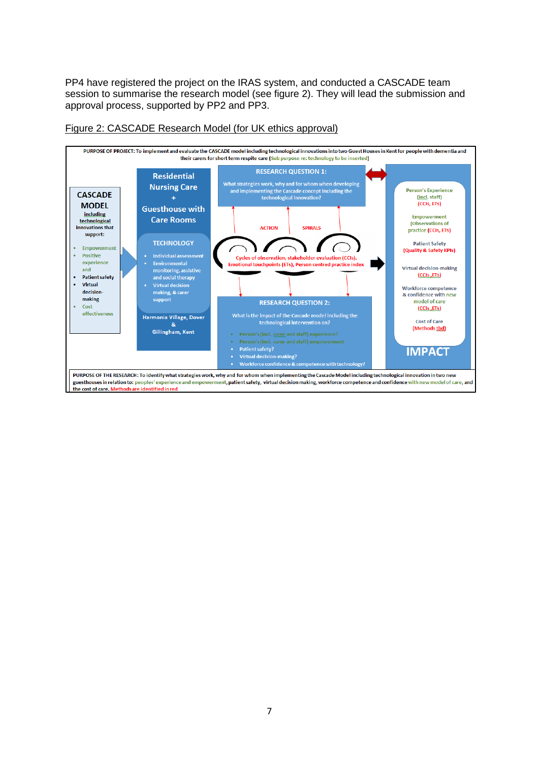PP4 have registered the project on the IRAS system, and conducted a CASCADE team session to summarise the research model (see figure 2). They will lead the submission and approval process, supported by PP2 and PP3.

Figure 2: CASCADE Research Model (for UK ethics approval)

PURPOSE OF PROJECT: To implement and evaluate the CASCADE model including technological innovations into two Guest Houses in Kent for people with dementia and their carers for short term respite care (Sub purpose re: technology to be inserted)

**CASCADE MODEL** including technological innovations that support:

- Empowerment
- Positive experience and
- Patient safety
- Virtual decision-making
- Cost effectiveness

**Residential Nursing Care + Guesthouse with Care Rooms**

TECHNOLOGY

- Individual assessment
- Environmental monitoring, assistive and social therapy
- Virtual decision making, & carer support

Harmonia Village, Dover & Gillingham, Kent

**RESEARCH QUESTION 1:**

What strategies work, why and for whom when developing and implementing the Cascade concept including the technological innovation?

ACTION SPIRALS

Cycles of observation, stakeholder evaluation (CCIs), Emotional touchpoints (ETs), Person centred practice index

**RESEARCH QUESTION 2:**

What is the impact of the Cascade model including the technological intervention on?

- Person's (incl. carer and staff) experience?
- Person's (incl. carer and staff) empowerment
- Patient safety?
- Virtual decision-making?
- Workforce confidence & competence with technology?

Person's Experience (incl. staff) (CCIs, ETs)

Empowerment (Observations of practice (CCIs, ETs)

Patient Safety (Quality & Safety KPIs)

Virtual decision-making (CCIs, ETs)

Workforce competence & confidence with new model of care (CCIs, ETs)

Cost of Care (Methods tbd)

**IMPACT**

PURPOSE OF THE RESEARCH: To identify what strategies work, why and for whom when implementing the Cascade Model including technological innovation in two new guesthouses in relation to: peoples' experience and empowerment, patient safety, virtual decision making, workforce competence and confidence with new model of care, and the cost of care. Methods are identified in red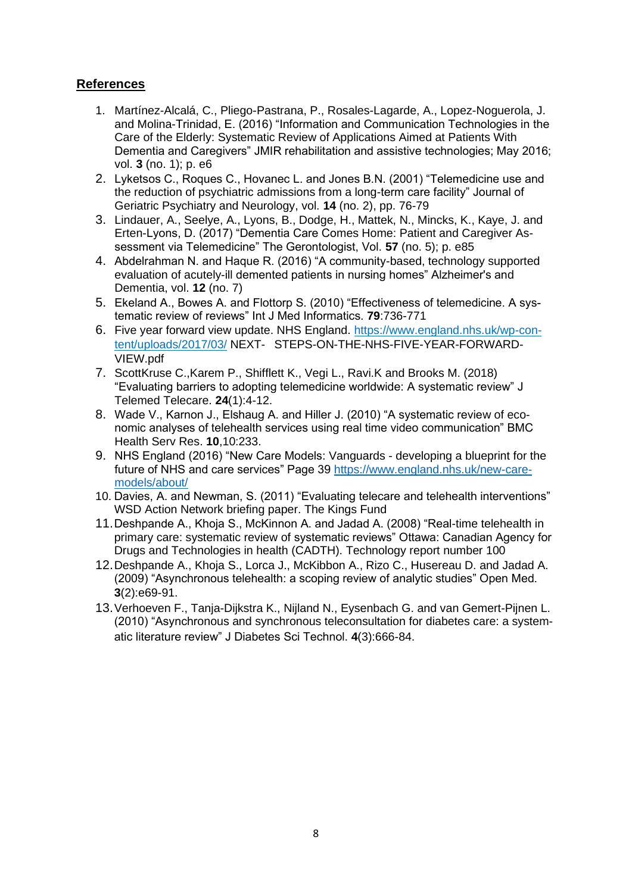## References

1. Martínez-Alcalá, C., Pliego-Pastrana, P., Rosales-Lagarde, A., Lopez-Noguerola, J. and Molina-Trinidad, E. (2016) “Information and Communication Technologies in the Care of the Elderly: Systematic Review of Applications Aimed at Patients With Dementia and Caregivers” JMIR rehabilitation and assistive technologies; May 2016; vol. **3** (no. 1); p. e6
2. Lyketsos C., Roques C., Hovanec L. and Jones B.N. (2001) “Telemedicine use and the reduction of psychiatric admissions from a long-term care facility” Journal of Geriatric Psychiatry and Neurology, vol. **14** (no. 2), pp. 76-79
3. Lindauer, A., Seelye, A., Lyons, B., Dodge, H., Mattek, N., Mincks, K., Kaye, J. and Erten-Lyons, D. (2017) “Dementia Care Comes Home: Patient and Caregiver Assessment via Telemedicine” The Gerontologist, Vol. **57** (no. 5); p. e85
4. Abdelrahman N. and Haque R. (2016) “A community-based, technology supported evaluation of acutely-ill demented patients in nursing homes” Alzheimer's and Dementia, vol. **12** (no. 7)
5. Ekeland A., Bowes A. and Flottorp S. (2010) “Effectiveness of telemedicine. A systematic review of reviews” Int J Med Informatics. **79**:736-771
6. Five year forward view update. NHS England. [https://www.england.nhs.uk/wp-content/uploads/2017/03/](https://www.england.nhs.uk/wp-content/uploads/2017/03/) NEXT- STEPS-ON-THE-NHS-FIVE-YEAR-FORWARD-VIEW.pdf
7. ScottKruse C.,Karem P., Shifflett K., Vegi L., Ravi.K and Brooks M. (2018) “Evaluating barriers to adopting telemedicine worldwide: A systematic review” J Telemed Telecare. **24**(1):4-12.
8. Wade V., Karnon J., Elshaug A. and Hiller J. (2010) “A systematic review of economic analyses of telehealth services using real time video communication” BMC Health Serv Res. **10**,10:233.
9. NHS England (2016) “New Care Models: Vanguards - developing a blueprint for the future of NHS and care services” Page 39 [https://www.england.nhs.uk/new-care-models/about/](https://www.england.nhs.uk/new-care-models/about/)
10. Davies, A. and Newman, S. (2011) “Evaluating telecare and telehealth interventions” WSD Action Network briefing paper. The Kings Fund
11. Deshpande A., Khoja S., McKinnon A. and Jadad A. (2008) “Real-time telehealth in primary care: systematic review of systematic reviews” Ottawa: Canadian Agency for Drugs and Technologies in health (CADTH). Technology report number 100
12. Deshpande A., Khoja S., Lorca J., McKibbon A., Rizo C., Husereau D. and Jadad A. (2009) “Asynchronous telehealth: a scoping review of analytic studies” Open Med. **3**(2):e69-91.
13. Verhoeven F., Tanja-Dijkstra K., Nijland N., Eysenbach G. and van Gemert-Pijnen L. (2010) “Asynchronous and synchronous teleconsultation for diabetes care: a systematic literature review” J Diabetes Sci Technol. **4**(3):666-84.